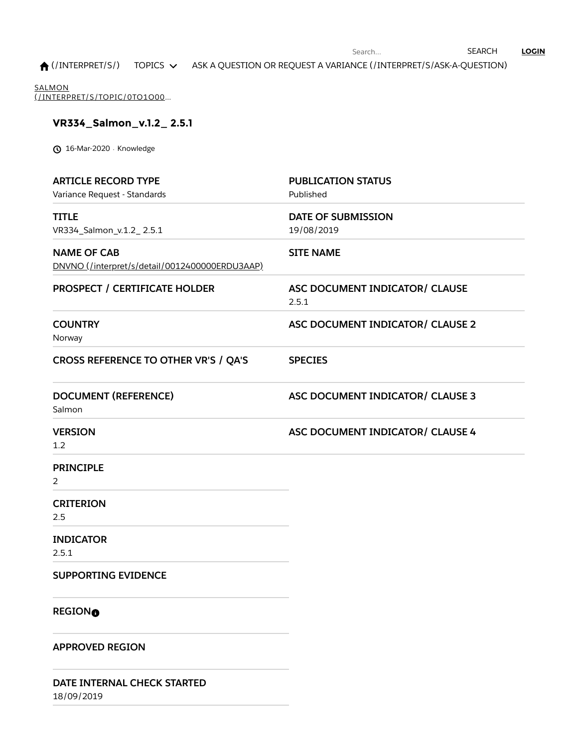Search... SEARCH **LOGIN**

(/INTERPRET/S/) TOPICS ASK A QUESTION OR REQUEST A VARIANCE (/INTERPRET/S/ASK-A-QUESTION)

SALMON (/INTERPRET/S/TOPIC/0TO1O00...

## VR334_Salmon_v.1.2_ 2.5.1

16-Mar-2020 · Knowledge

**ARTICLE RECORD TYPE**
Variance Request - Standards

**PUBLICATION STATUS**
Published

**TITLE**
VR334_Salmon_v.1.2_ 2.5.1

**DATE OF SUBMISSION**
19/08/2019

**NAME OF CAB**
DNVNO (/interpret/s/detail/0012400000ERDU3AAP)

**SITE NAME**

**PROSPECT / CERTIFICATE HOLDER**

**ASC DOCUMENT INDICATOR/ CLAUSE**
2.5.1

**COUNTRY**
Norway

**ASC DOCUMENT INDICATOR/ CLAUSE 2**

**CROSS REFERENCE TO OTHER VR'S / QA'S**

**SPECIES**

**DOCUMENT (REFERENCE)**
Salmon

**ASC DOCUMENT INDICATOR/ CLAUSE 3**

**VERSION**
1.2

**ASC DOCUMENT INDICATOR/ CLAUSE 4**

**PRINCIPLE**
2

**CRITERION**
2.5

**INDICATOR**
2.5.1

**SUPPORTING EVIDENCE**

**REGION**

**APPROVED REGION**

**DATE INTERNAL CHECK STARTED**
18/09/2019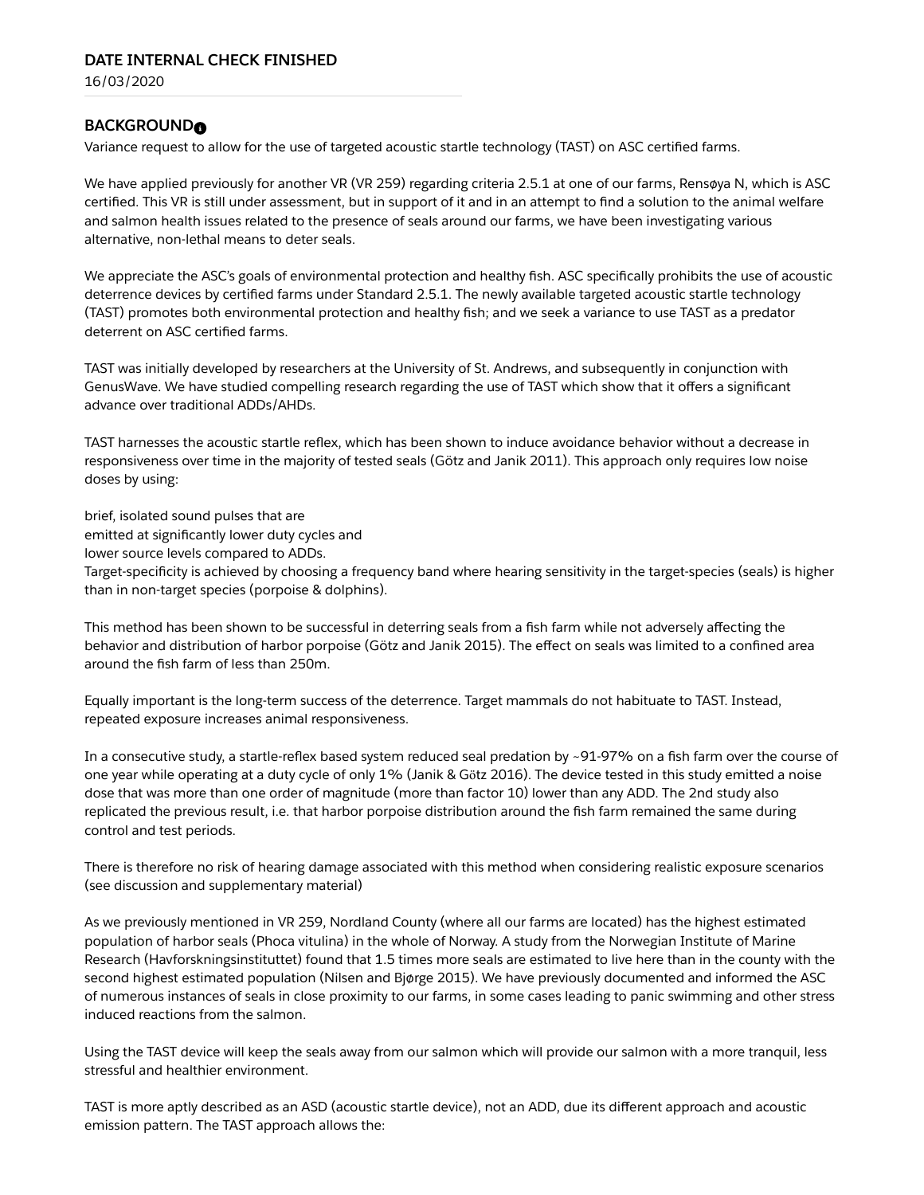## DATE INTERNAL CHECK FINISHED

16/03/2020

## BACKGROUND

Variance request to allow for the use of targeted acoustic startle technology (TAST) on ASC certified farms.

We have applied previously for another VR (VR 259) regarding criteria 2.5.1 at one of our farms, Rensøya N, which is ASC certified. This VR is still under assessment, but in support of it and in an attempt to find a solution to the animal welfare and salmon health issues related to the presence of seals around our farms, we have been investigating various alternative, non-lethal means to deter seals.

We appreciate the ASC's goals of environmental protection and healthy fish. ASC specifically prohibits the use of acoustic deterrence devices by certified farms under Standard 2.5.1. The newly available targeted acoustic startle technology (TAST) promotes both environmental protection and healthy fish; and we seek a variance to use TAST as a predator deterrent on ASC certified farms.

TAST was initially developed by researchers at the University of St. Andrews, and subsequently in conjunction with GenusWave. We have studied compelling research regarding the use of TAST which show that it offers a significant advance over traditional ADDs/AHDs.

TAST harnesses the acoustic startle reflex, which has been shown to induce avoidance behavior without a decrease in responsiveness over time in the majority of tested seals (Götz and Janik 2011). This approach only requires low noise doses by using:

brief, isolated sound pulses that are
emitted at significantly lower duty cycles and
lower source levels compared to ADDs.
Target-specificity is achieved by choosing a frequency band where hearing sensitivity in the target-species (seals) is higher than in non-target species (porpoise & dolphins).

This method has been shown to be successful in deterring seals from a fish farm while not adversely affecting the behavior and distribution of harbor porpoise (Götz and Janik 2015). The effect on seals was limited to a confined area around the fish farm of less than 250m.

Equally important is the long-term success of the deterrence. Target mammals do not habituate to TAST. Instead, repeated exposure increases animal responsiveness.

In a consecutive study, a startle-reflex based system reduced seal predation by ~91-97% on a fish farm over the course of one year while operating at a duty cycle of only 1% (Janik & Götz 2016). The device tested in this study emitted a noise dose that was more than one order of magnitude (more than factor 10) lower than any ADD. The 2nd study also replicated the previous result, i.e. that harbor porpoise distribution around the fish farm remained the same during control and test periods.

There is therefore no risk of hearing damage associated with this method when considering realistic exposure scenarios (see discussion and supplementary material)

As we previously mentioned in VR 259, Nordland County (where all our farms are located) has the highest estimated population of harbor seals (Phoca vitulina) in the whole of Norway. A study from the Norwegian Institute of Marine Research (Havforskningsinstituttet) found that 1.5 times more seals are estimated to live here than in the county with the second highest estimated population (Nilsen and Bjørge 2015). We have previously documented and informed the ASC of numerous instances of seals in close proximity to our farms, in some cases leading to panic swimming and other stress induced reactions from the salmon.

Using the TAST device will keep the seals away from our salmon which will provide our salmon with a more tranquil, less stressful and healthier environment.

TAST is more aptly described as an ASD (acoustic startle device), not an ADD, due its different approach and acoustic emission pattern. The TAST approach allows the: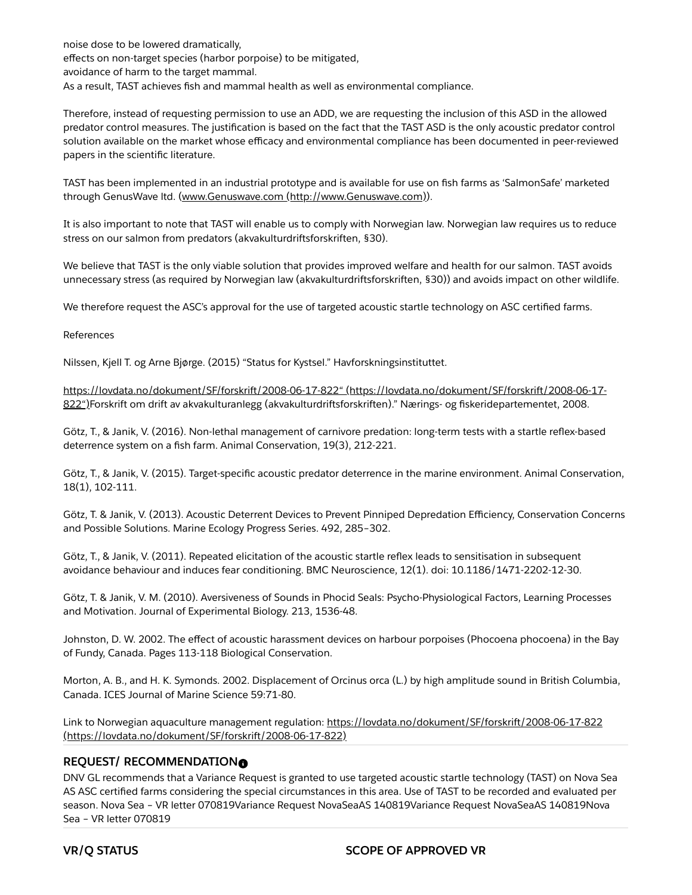noise dose to be lowered dramatically,
effects on non-target species (harbor porpoise) to be mitigated,
avoidance of harm to the target mammal.
As a result, TAST achieves fish and mammal health as well as environmental compliance.

Therefore, instead of requesting permission to use an ADD, we are requesting the inclusion of this ASD in the allowed predator control measures. The justification is based on the fact that the TAST ASD is the only acoustic predator control solution available on the market whose efficacy and environmental compliance has been documented in peer-reviewed papers in the scientific literature.

TAST has been implemented in an industrial prototype and is available for use on fish farms as 'SalmonSafe' marketed through GenusWave ltd. (www.Genuswave.com (http://www.Genuswave.com)).

It is also important to note that TAST will enable us to comply with Norwegian law. Norwegian law requires us to reduce stress on our salmon from predators (akvakulturdriftsforskriften, §30).

We believe that TAST is the only viable solution that provides improved welfare and health for our salmon. TAST avoids unnecessary stress (as required by Norwegian law (akvakulturdriftsforskriften, §30)) and avoids impact on other wildlife.

We therefore request the ASC's approval for the use of targeted acoustic startle technology on ASC certified farms.

References

Nilssen, Kjell T. og Arne Bjørge. (2015) "Status for Kystsel." Havforskningsinstituttet.

https://lovdata.no/dokument/SF/forskrift/2008-06-17-822" (https://lovdata.no/dokument/SF/forskrift/2008-06-17-822")Forskrift om drift av akvakulturanlegg (akvakulturdriftsforskriften)." Nærings- og fiskeridepartementet, 2008.

Götz, T., & Janik, V. (2016). Non-lethal management of carnivore predation: long-term tests with a startle reflex-based deterrence system on a fish farm. Animal Conservation, 19(3), 212-221.

Götz, T., & Janik, V. (2015). Target-specific acoustic predator deterrence in the marine environment. Animal Conservation, 18(1), 102-111.

Götz, T. & Janik, V. (2013). Acoustic Deterrent Devices to Prevent Pinniped Depredation Efficiency, Conservation Concerns and Possible Solutions. Marine Ecology Progress Series. 492, 285–302.

Götz, T., & Janik, V. (2011). Repeated elicitation of the acoustic startle reflex leads to sensitisation in subsequent avoidance behaviour and induces fear conditioning. BMC Neuroscience, 12(1). doi: 10.1186/1471-2202-12-30.

Götz, T. & Janik, V. M. (2010). Aversiveness of Sounds in Phocid Seals: Psycho-Physiological Factors, Learning Processes and Motivation. Journal of Experimental Biology. 213, 1536-48.

Johnston, D. W. 2002. The effect of acoustic harassment devices on harbour porpoises (Phocoena phocoena) in the Bay of Fundy, Canada. Pages 113-118 Biological Conservation.

Morton, A. B., and H. K. Symonds. 2002. Displacement of Orcinus orca (L.) by high amplitude sound in British Columbia, Canada. ICES Journal of Marine Science 59:71-80.

Link to Norwegian aquaculture management regulation: https://lovdata.no/dokument/SF/forskrift/2008-06-17-822 (https://lovdata.no/dokument/SF/forskrift/2008-06-17-822)

## REQUEST/ RECOMMENDATION

DNV GL recommends that a Variance Request is granted to use targeted acoustic startle technology (TAST) on Nova Sea AS ASC certified farms considering the special circumstances in this area. Use of TAST to be recorded and evaluated per season. Nova Sea – VR letter 070819Variance Request NovaSeaAS 140819Variance Request NovaSeaAS 140819Nova Sea – VR letter 070819

## VR/Q STATUS

## SCOPE OF APPROVED VR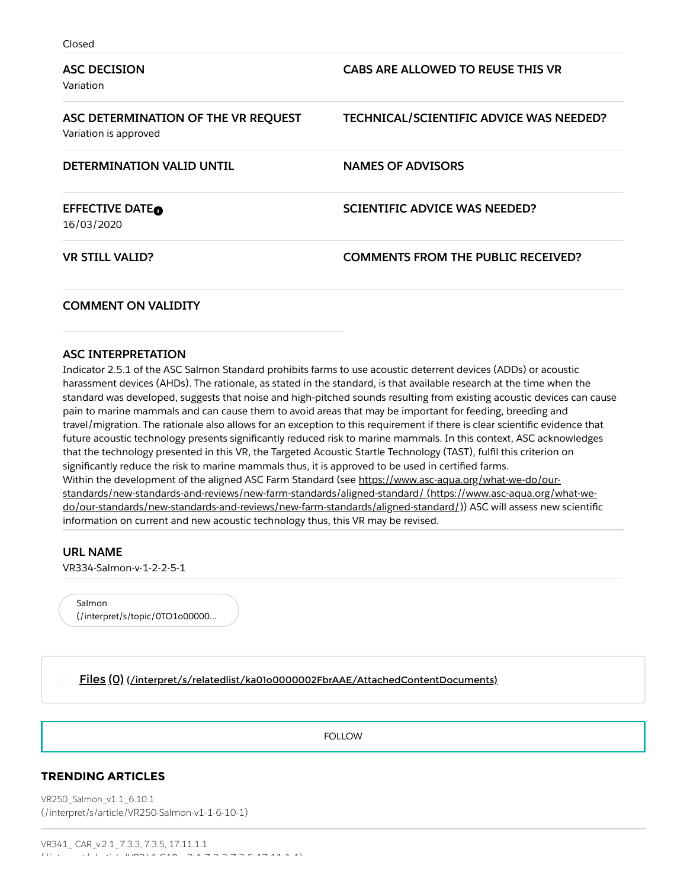Closed

**ASC DECISION**

Variation

**CABS ARE ALLOWED TO REUSE THIS VR**

**ASC DETERMINATION OF THE VR REQUEST**

Variation is approved

**TECHNICAL/SCIENTIFIC ADVICE WAS NEEDED?**

**DETERMINATION VALID UNTIL**

**NAMES OF ADVISORS**

**EFFECTIVE DATE**

16/03/2020

**SCIENTIFIC ADVICE WAS NEEDED?**

**VR STILL VALID?**

**COMMENTS FROM THE PUBLIC RECEIVED?**

**COMMENT ON VALIDITY**

**ASC INTERPRETATION**

Indicator 2.5.1 of the ASC Salmon Standard prohibits farms to use acoustic deterrent devices (ADDs) or acoustic harassment devices (AHDs). The rationale, as stated in the standard, is that available research at the time when the standard was developed, suggests that noise and high-pitched sounds resulting from existing acoustic devices can cause pain to marine mammals and can cause them to avoid areas that may be important for feeding, breeding and travel/migration. The rationale also allows for an exception to this requirement if there is clear scientific evidence that future acoustic technology presents significantly reduced risk to marine mammals. In this context, ASC acknowledges that the technology presented in this VR, the Targeted Acoustic Startle Technology (TAST), fulfil this criterion on significantly reduce the risk to marine mammals thus, it is approved to be used in certified farms.
Within the development of the aligned ASC Farm Standard (see https://www.asc-aqua.org/what-we-do/our-standards/new-standards-and-reviews/new-farm-standards/aligned-standard/ (https://www.asc-aqua.org/what-we-do/our-standards/new-standards-and-reviews/new-farm-standards/aligned-standard/)) ASC will assess new scientific information on current and new acoustic technology thus, this VR may be revised.

**URL NAME**

VR334-Salmon-v-1-2-2-5-1

Salmon
(/interpret/s/topic/0TO1o00000...

Files (0) (/interpret/s/relatedlist/ka01o0000002FbrAAE/AttachedContentDocuments)

FOLLOW

**TRENDING ARTICLES**

VR250_Salmon_v1.1_6.10.1
(/interpret/s/article/VR250-Salmon-v1-1-6-10-1)

VR341_ CAR_v.2.1_7.3.3, 7.3.5, 17.11.1.1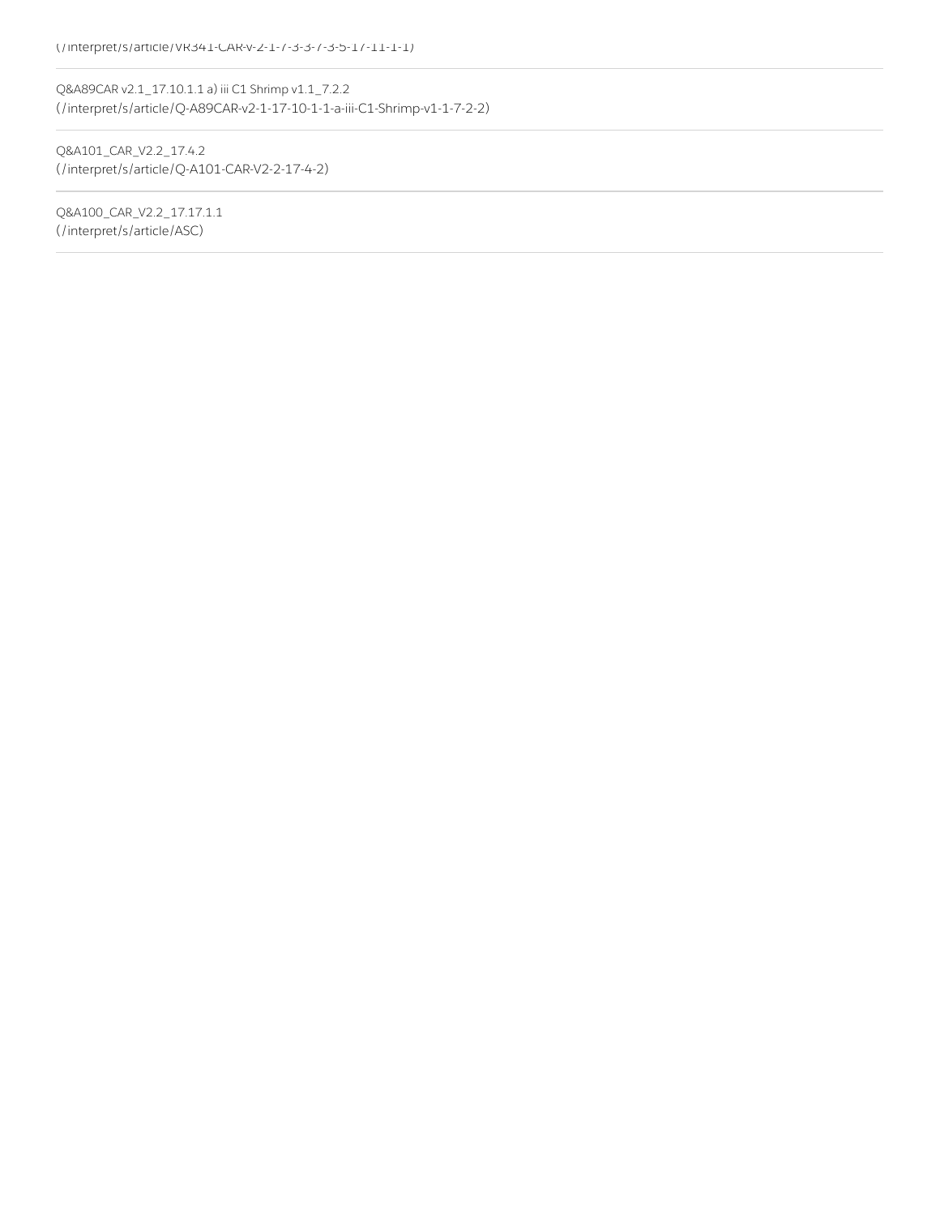(/interpret/s/article/VR341-CAR-v-2-1-7-3-3-7-3-5-17-11-1-1)

Q&A89CAR v2.1_17.10.1.1 a) iii C1 Shrimp v1.1_7.2.2
(/interpret/s/article/Q-A89CAR-v2-1-17-10-1-1-a-iii-C1-Shrimp-v1-1-7-2-2)

Q&A101_CAR_V2.2_17.4.2
(/interpret/s/article/Q-A101-CAR-V2-2-17-4-2)

Q&A100_CAR_V2.2_17.17.1.1
(/interpret/s/article/ASC)